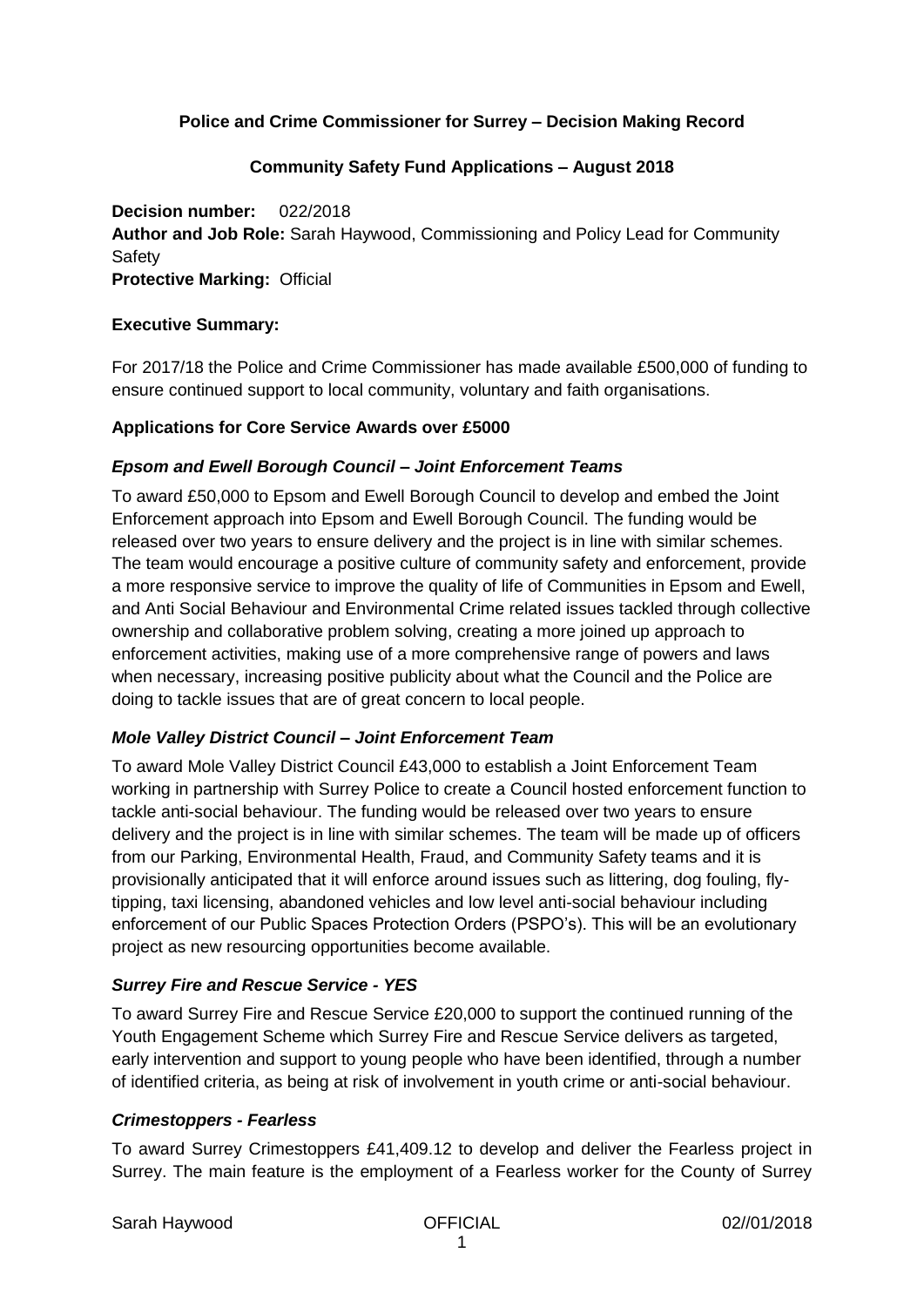**Police and Crime Commissioner for Surrey – Decision Making Record**

**Community Safety Fund Applications – August 2018**

**Decision number:** 022/2018

**Author and Job Role:** Sarah Haywood, Commissioning and Policy Lead for Community Safety

**Protective Marking:** Official

**Executive Summary:**

For 2017/18 the Police and Crime Commissioner has made available £500,000 of funding to ensure continued support to local community, voluntary and faith organisations.

**Applications for Core Service Awards over £5000**

***Epsom and Ewell Borough Council – Joint Enforcement Teams***

To award £50,000 to Epsom and Ewell Borough Council to develop and embed the Joint Enforcement approach into Epsom and Ewell Borough Council. The funding would be released over two years to ensure delivery and the project is in line with similar schemes. The team would encourage a positive culture of community safety and enforcement, provide a more responsive service to improve the quality of life of Communities in Epsom and Ewell, and Anti Social Behaviour and Environmental Crime related issues tackled through collective ownership and collaborative problem solving, creating a more joined up approach to enforcement activities, making use of a more comprehensive range of powers and laws when necessary, increasing positive publicity about what the Council and the Police are doing to tackle issues that are of great concern to local people.

***Mole Valley District Council – Joint Enforcement Team***

To award Mole Valley District Council £43,000 to establish a Joint Enforcement Team working in partnership with Surrey Police to create a Council hosted enforcement function to tackle anti-social behaviour. The funding would be released over two years to ensure delivery and the project is in line with similar schemes. The team will be made up of officers from our Parking, Environmental Health, Fraud, and Community Safety teams and it is provisionally anticipated that it will enforce around issues such as littering, dog fouling, fly-tipping, taxi licensing, abandoned vehicles and low level anti-social behaviour including enforcement of our Public Spaces Protection Orders (PSPO's). This will be an evolutionary project as new resourcing opportunities become available.

***Surrey Fire and Rescue Service - YES***

To award Surrey Fire and Rescue Service £20,000 to support the continued running of the Youth Engagement Scheme which Surrey Fire and Rescue Service delivers as targeted, early intervention and support to young people who have been identified, through a number of identified criteria, as being at risk of involvement in youth crime or anti-social behaviour.

***Crimestoppers - Fearless***

To award Surrey Crimestoppers £41,409.12 to develop and deliver the Fearless project in Surrey. The main feature is the employment of a Fearless worker for the County of Surrey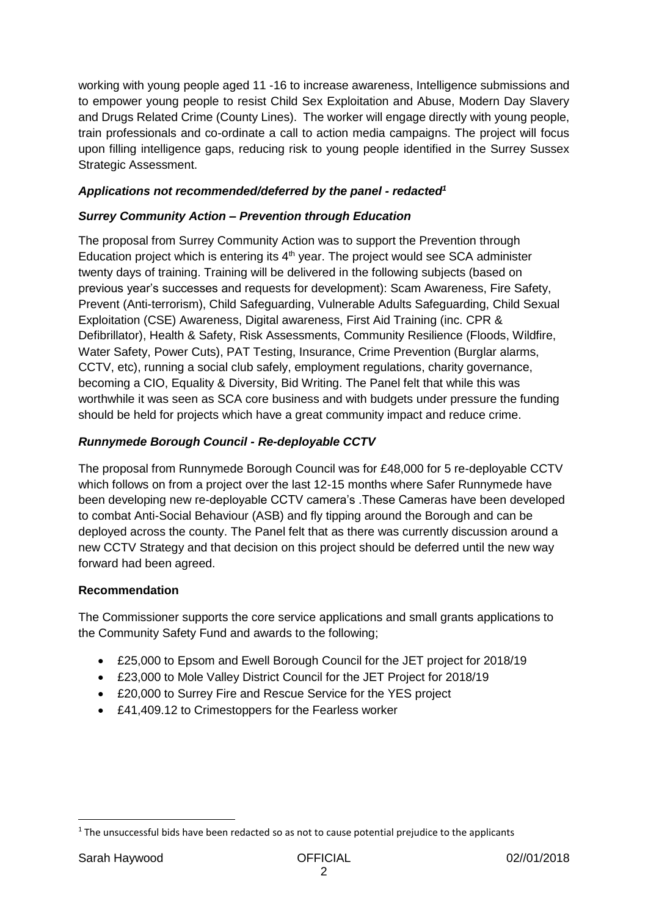working with young people aged 11 -16 to increase awareness, Intelligence submissions and to empower young people to resist Child Sex Exploitation and Abuse, Modern Day Slavery and Drugs Related Crime (County Lines). The worker will engage directly with young people, train professionals and co-ordinate a call to action media campaigns. The project will focus upon filling intelligence gaps, reducing risk to young people identified in the Surrey Sussex Strategic Assessment.

***Applications not recommended/deferred by the panel - redacted[1]***

***Surrey Community Action – Prevention through Education***

The proposal from Surrey Community Action was to support the Prevention through Education project which is entering its 4th year. The project would see SCA administer twenty days of training. Training will be delivered in the following subjects (based on previous year's successes and requests for development): Scam Awareness, Fire Safety, Prevent (Anti-terrorism), Child Safeguarding, Vulnerable Adults Safeguarding, Child Sexual Exploitation (CSE) Awareness, Digital awareness, First Aid Training (inc. CPR & Defibrillator), Health & Safety, Risk Assessments, Community Resilience (Floods, Wildfire, Water Safety, Power Cuts), PAT Testing, Insurance, Crime Prevention (Burglar alarms, CCTV, etc), running a social club safely, employment regulations, charity governance, becoming a CIO, Equality & Diversity, Bid Writing. The Panel felt that while this was worthwhile it was seen as SCA core business and with budgets under pressure the funding should be held for projects which have a great community impact and reduce crime.

***Runnymede Borough Council - Re-deployable CCTV***

The proposal from Runnymede Borough Council was for £48,000 for 5 re-deployable CCTV which follows on from a project over the last 12-15 months where Safer Runnymede have been developing new re-deployable CCTV camera's .These Cameras have been developed to combat Anti-Social Behaviour (ASB) and fly tipping around the Borough and can be deployed across the county. The Panel felt that as there was currently discussion around a new CCTV Strategy and that decision on this project should be deferred until the new way forward had been agreed.

**Recommendation**

The Commissioner supports the core service applications and small grants applications to the Community Safety Fund and awards to the following;

- £25,000 to Epsom and Ewell Borough Council for the JET project for 2018/19
- £23,000 to Mole Valley District Council for the JET Project for 2018/19
- £20,000 to Surrey Fire and Rescue Service for the YES project
- £41,409.12 to Crimestoppers for the Fearless worker

[1] The unsuccessful bids have been redacted so as not to cause potential prejudice to the applicants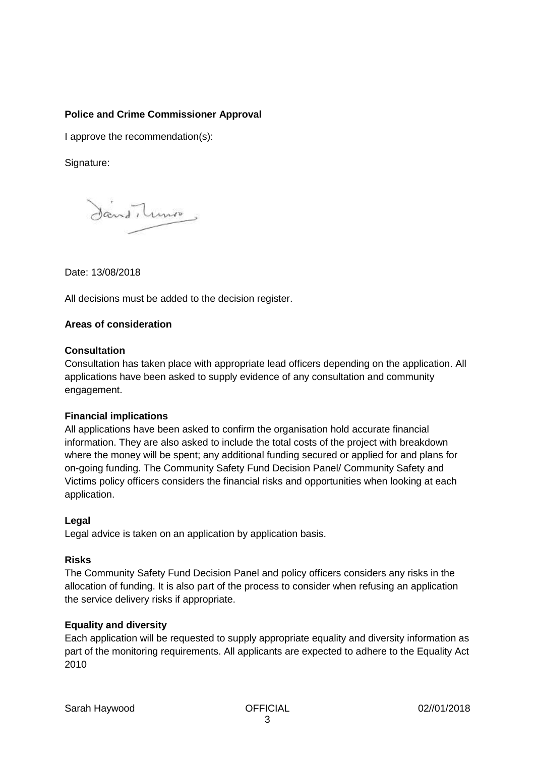**Police and Crime Commissioner Approval**

I approve the recommendation(s):

Signature:

Date: 13/08/2018

All decisions must be added to the decision register.

**Areas of consideration**

**Consultation**

Consultation has taken place with appropriate lead officers depending on the application. All applications have been asked to supply evidence of any consultation and community engagement.

**Financial implications**

All applications have been asked to confirm the organisation hold accurate financial information. They are also asked to include the total costs of the project with breakdown where the money will be spent; any additional funding secured or applied for and plans for on-going funding. The Community Safety Fund Decision Panel/ Community Safety and Victims policy officers considers the financial risks and opportunities when looking at each application.

**Legal**

Legal advice is taken on an application by application basis.

**Risks**

The Community Safety Fund Decision Panel and policy officers considers any risks in the allocation of funding. It is also part of the process to consider when refusing an application the service delivery risks if appropriate.

**Equality and diversity**

Each application will be requested to supply appropriate equality and diversity information as part of the monitoring requirements. All applicants are expected to adhere to the Equality Act 2010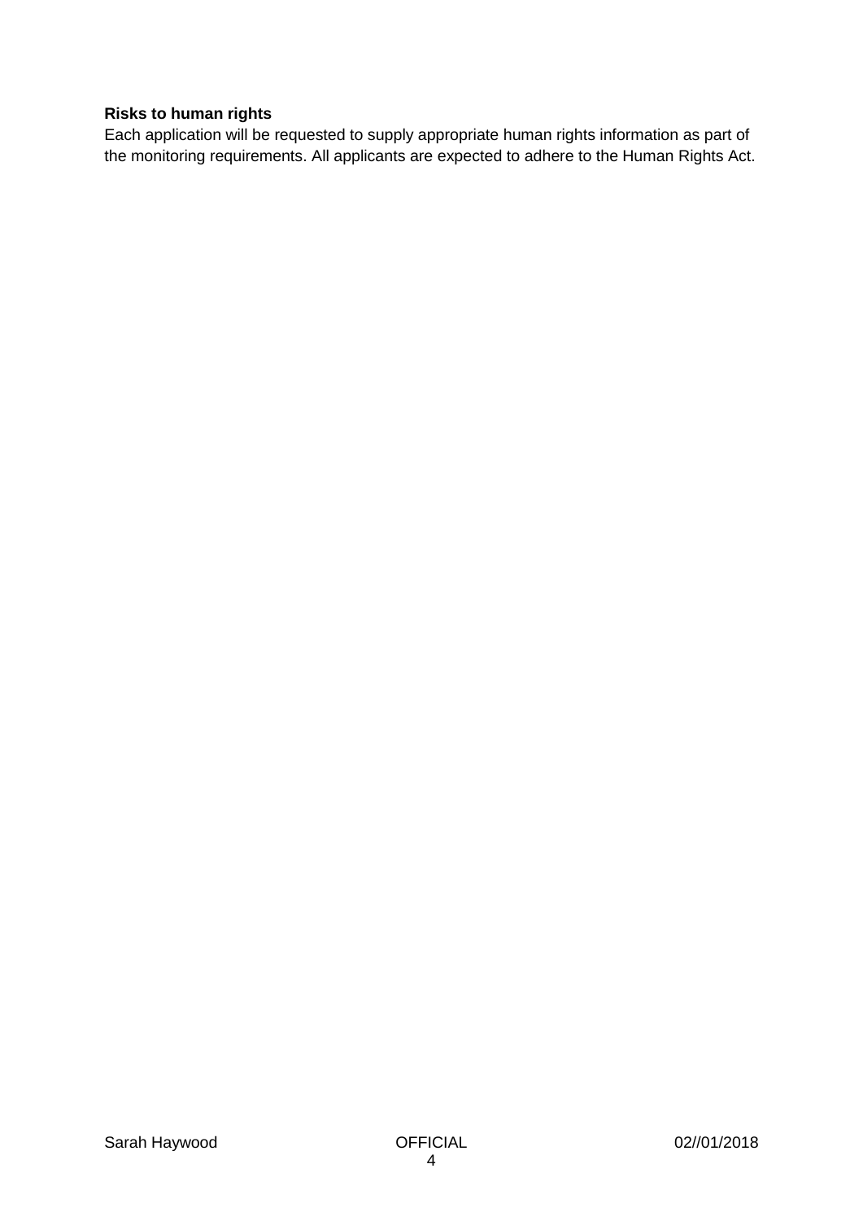**Risks to human rights**

Each application will be requested to supply appropriate human rights information as part of the monitoring requirements. All applicants are expected to adhere to the Human Rights Act.